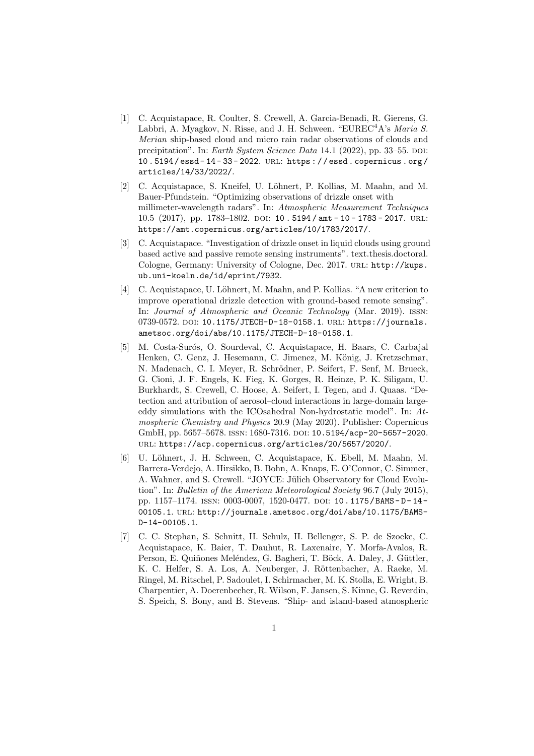[1] C. Acquistapace, R. Coulter, S. Crewell, A. Garcia-Benadi, R. Gierens, G. Labbri, A. Myagkov, N. Risse, and J. H. Schween. "EUREC$^4$A's *Maria S. Merian* ship-based cloud and micro rain radar observations of clouds and precipitation". In: *Earth System Science Data* 14.1 (2022), pp. 33–55. DOI: 10.5194/essd-14-33-2022. URL: https://essd.copernicus.org/articles/14/33/2022/.

[2] C. Acquistapace, S. Kneifel, U. Löhnert, P. Kollias, M. Maahn, and M. Bauer-Pfundstein. "Optimizing observations of drizzle onset with millimeter-wavelength radars". In: *Atmospheric Measurement Techniques* 10.5 (2017), pp. 1783–1802. DOI: 10.5194/amt-10-1783-2017. URL: https://amt.copernicus.org/articles/10/1783/2017/.

[3] C. Acquistapace. "Investigation of drizzle onset in liquid clouds using ground based active and passive remote sensing instruments". text.thesis.doctoral. Cologne, Germany: University of Cologne, Dec. 2017. URL: http://kups.ub.uni-koeln.de/id/eprint/7932.

[4] C. Acquistapace, U. Löhnert, M. Maahn, and P. Kollias. "A new criterion to improve operational drizzle detection with ground-based remote sensing". In: *Journal of Atmospheric and Oceanic Technology* (Mar. 2019). ISSN: 0739-0572. DOI: 10.1175/JTECH-D-18-0158.1. URL: https://journals.ametsoc.org/doi/abs/10.1175/JTECH-D-18-0158.1.

[5] M. Costa-Surós, O. Sourdeval, C. Acquistapace, H. Baars, C. Carbajal Henken, C. Genz, J. Hesemann, C. Jimenez, M. König, J. Kretzschmar, N. Madenach, C. I. Meyer, R. Schrödner, P. Seifert, F. Senf, M. Brueck, G. Cioni, J. F. Engels, K. Fieg, K. Gorges, R. Heinze, P. K. Siligam, U. Burkhardt, S. Crewell, C. Hoose, A. Seifert, I. Tegen, and J. Quaas. "Detection and attribution of aerosol–cloud interactions in large-domain large-eddy simulations with the ICOsahedral Non-hydrostatic model". In: *Atmospheric Chemistry and Physics* 20.9 (May 2020). Publisher: Copernicus GmbH, pp. 5657–5678. ISSN: 1680-7316. DOI: 10.5194/acp-20-5657-2020. URL: https://acp.copernicus.org/articles/20/5657/2020/.

[6] U. Löhnert, J. H. Schween, C. Acquistapace, K. Ebell, M. Maahn, M. Barrera-Verdejo, A. Hirsikko, B. Bohn, A. Knaps, E. O'Connor, C. Simmer, A. Wahner, and S. Crewell. "JOYCE: Jülich Observatory for Cloud Evolution". In: *Bulletin of the American Meteorological Society* 96.7 (July 2015), pp. 1157–1174. ISSN: 0003-0007, 1520-0477. DOI: 10.1175/BAMS-D-14-00105.1. URL: http://journals.ametsoc.org/doi/abs/10.1175/BAMS-D-14-00105.1.

[7] C. C. Stephan, S. Schnitt, H. Schulz, H. Bellenger, S. P. de Szoeke, C. Acquistapace, K. Baier, T. Dauhut, R. Laxenaire, Y. Morfa-Avalos, R. Person, E. Quiñones Meléndez, G. Bagheri, T. Böck, A. Daley, J. Güttler, K. C. Helfer, S. A. Los, A. Neuberger, J. Röttenbacher, A. Raeke, M. Ringel, M. Ritschel, P. Sadoulet, I. Schirmacher, M. K. Stolla, E. Wright, B. Charpentier, A. Doerenbecher, R. Wilson, F. Jansen, S. Kinne, G. Reverdin, S. Speich, S. Bony, and B. Stevens. "Ship- and island-based atmospheric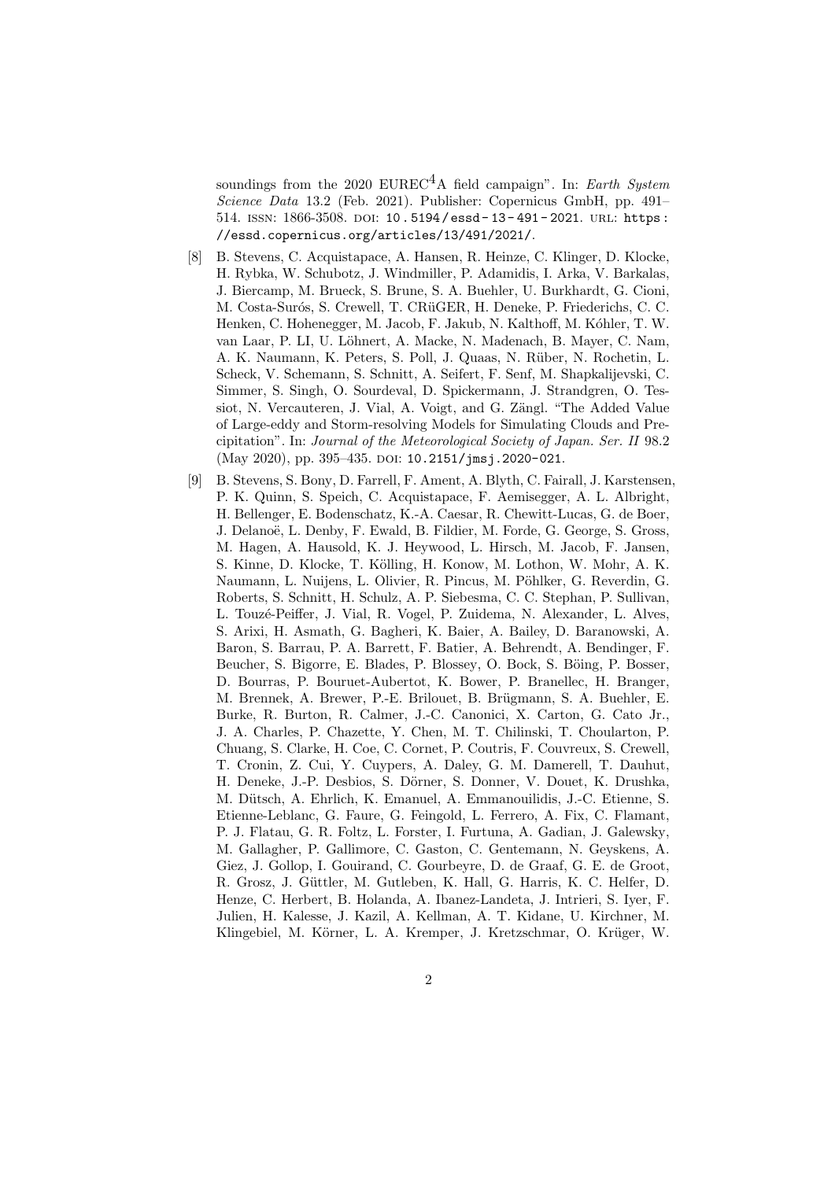soundings from the 2020 EUREC$^4$A field campaign". In: *Earth System Science Data* 13.2 (Feb. 2021). Publisher: Copernicus GmbH, pp. 491–514. ISSN: 1866-3508. DOI: 10.5194/essd-13-491-2021. URL: https://essd.copernicus.org/articles/13/491/2021/.

[8] B. Stevens, C. Acquistapace, A. Hansen, R. Heinze, C. Klinger, D. Klocke, H. Rybka, W. Schubotz, J. Windmiller, P. Adamidis, I. Arka, V. Barkalas, J. Biercamp, M. Brueck, S. Brune, S. A. Buehler, U. Burkhardt, G. Cioni, M. Costa-Surós, S. Crewell, T. CRüGER, H. Deneke, P. Friederichs, C. C. Henken, C. Hohenegger, M. Jacob, F. Jakub, N. Kalthoff, M. Kóhler, T. W. van Laar, P. LI, U. Löhnert, A. Macke, N. Madenach, B. Mayer, C. Nam, A. K. Naumann, K. Peters, S. Poll, J. Quaas, N. Rüber, N. Rochetin, L. Scheck, V. Schemann, S. Schnitt, A. Seifert, F. Senf, M. Shapkalijevski, C. Simmer, S. Singh, O. Sourdeval, D. Spickermann, J. Strandgren, O. Tessiot, N. Vercauteren, J. Vial, A. Voigt, and G. Zängl. "The Added Value of Large-eddy and Storm-resolving Models for Simulating Clouds and Precipitation". In: *Journal of the Meteorological Society of Japan. Ser. II* 98.2 (May 2020), pp. 395–435. DOI: 10.2151/jmsj.2020-021.

[9] B. Stevens, S. Bony, D. Farrell, F. Ament, A. Blyth, C. Fairall, J. Karstensen, P. K. Quinn, S. Speich, C. Acquistapace, F. Aemisegger, A. L. Albright, H. Bellenger, E. Bodenschatz, K.-A. Caesar, R. Chewitt-Lucas, G. de Boer, J. Delanoë, L. Denby, F. Ewald, B. Fildier, M. Forde, G. George, S. Gross, M. Hagen, A. Hausold, K. J. Heywood, L. Hirsch, M. Jacob, F. Jansen, S. Kinne, D. Klocke, T. Kölling, H. Konow, M. Lothon, W. Mohr, A. K. Naumann, L. Nuijens, L. Olivier, R. Pincus, M. Pöhlker, G. Reverdin, G. Roberts, S. Schnitt, H. Schulz, A. P. Siebesma, C. C. Stephan, P. Sullivan, L. Touzé-Peiffer, J. Vial, R. Vogel, P. Zuidema, N. Alexander, L. Alves, S. Arixi, H. Asmath, G. Bagheri, K. Baier, A. Bailey, D. Baranowski, A. Baron, S. Barrau, P. A. Barrett, F. Batier, A. Behrendt, A. Bendinger, F. Beucher, S. Bigorre, E. Blades, P. Blossey, O. Bock, S. Böing, P. Bosser, D. Bourras, P. Bouruet-Aubertot, K. Bower, P. Branellec, H. Branger, M. Brennek, A. Brewer, P.-E. Brilouet, B. Brügmann, S. A. Buehler, E. Burke, R. Burton, R. Calmer, J.-C. Canonici, X. Carton, G. Cato Jr., J. A. Charles, P. Chazette, Y. Chen, M. T. Chilinski, T. Choularton, P. Chuang, S. Clarke, H. Coe, C. Cornet, P. Coutris, F. Couvreux, S. Crewell, T. Cronin, Z. Cui, Y. Cuypers, A. Daley, G. M. Damerell, T. Dauhut, H. Deneke, J.-P. Desbios, S. Dörner, S. Donner, V. Douet, K. Drushka, M. Dütsch, A. Ehrlich, K. Emanuel, A. Emmanouilidis, J.-C. Etienne, S. Etienne-Leblanc, G. Faure, G. Feingold, L. Ferrero, A. Fix, C. Flamant, P. J. Flatau, G. R. Foltz, L. Forster, I. Furtuna, A. Gadian, J. Galewsky, M. Gallagher, P. Gallimore, C. Gaston, C. Gentemann, N. Geyskens, A. Giez, J. Gollop, I. Gouirand, C. Gourbeyre, D. de Graaf, G. E. de Groot, R. Grosz, J. Güttler, M. Gutleben, K. Hall, G. Harris, K. C. Helfer, D. Henze, C. Herbert, B. Holanda, A. Ibanez-Landeta, J. Intrieri, S. Iyer, F. Julien, H. Kalesse, J. Kazil, A. Kellman, A. T. Kidane, U. Kirchner, M. Klingebiel, M. Körner, L. A. Kremper, J. Kretzschmar, O. Krüger, W.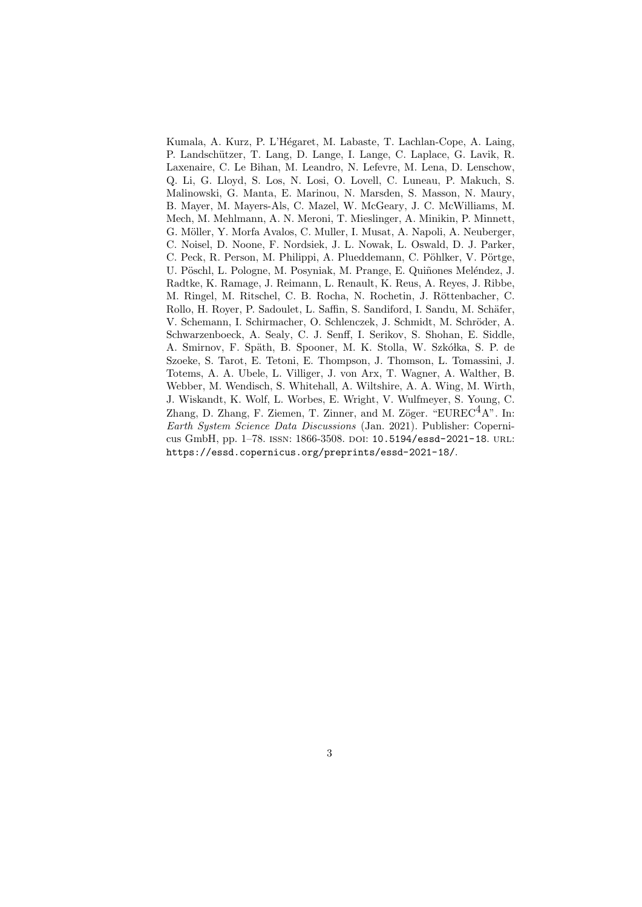Kumala, A. Kurz, P. L'Hégaret, M. Labaste, T. Lachlan-Cope, A. Laing, P. Landschützer, T. Lang, D. Lange, I. Lange, C. Laplace, G. Lavik, R. Laxenaire, C. Le Bihan, M. Leandro, N. Lefevre, M. Lena, D. Lenschow, Q. Li, G. Lloyd, S. Los, N. Losi, O. Lovell, C. Luneau, P. Makuch, S. Malinowski, G. Manta, E. Marinou, N. Marsden, S. Masson, N. Maury, B. Mayer, M. Mayers-Als, C. Mazel, W. McGeary, J. C. McWilliams, M. Mech, M. Mehlmann, A. N. Meroni, T. Mieslinger, A. Minikin, P. Minnett, G. Möller, Y. Morfa Avalos, C. Muller, I. Musat, A. Napoli, A. Neuberger, C. Noisel, D. Noone, F. Nordsiek, J. L. Nowak, L. Oswald, D. J. Parker, C. Peck, R. Person, M. Philippi, A. Plueddemann, C. Pöhlker, V. Pörtge, U. Pöschl, L. Pologne, M. Posyniak, M. Prange, E. Quiñones Meléndez, J. Radtke, K. Ramage, J. Reimann, L. Renault, K. Reus, A. Reyes, J. Ribbe, M. Ringel, M. Ritschel, C. B. Rocha, N. Rochetin, J. Röttenbacher, C. Rollo, H. Royer, P. Sadoulet, L. Saffin, S. Sandiford, I. Sandu, M. Schäfer, V. Schemann, I. Schirmacher, O. Schlenczek, J. Schmidt, M. Schröder, A. Schwarzenboeck, A. Sealy, C. J. Senff, I. Serikov, S. Shohan, E. Siddle, A. Smirnov, F. Späth, B. Spooner, M. K. Stolla, W. Szkółka, S. P. de Szoeke, S. Tarot, E. Tetoni, E. Thompson, J. Thomson, L. Tomassini, J. Totems, A. A. Ubele, L. Villiger, J. von Arx, T. Wagner, A. Walther, B. Webber, M. Wendisch, S. Whitehall, A. Wiltshire, A. A. Wing, M. Wirth, J. Wiskandt, K. Wolf, L. Worbes, E. Wright, V. Wulfmeyer, S. Young, C. Zhang, D. Zhang, F. Ziemen, T. Zinner, and M. Zöger. "EUREC$^4$A". In: *Earth System Science Data Discussions* (Jan. 2021). Publisher: Copernicus GmbH, pp. 1–78. ISSN: 1866-3508. DOI: 10.5194/essd-2021-18. URL: https://essd.copernicus.org/preprints/essd-2021-18/.